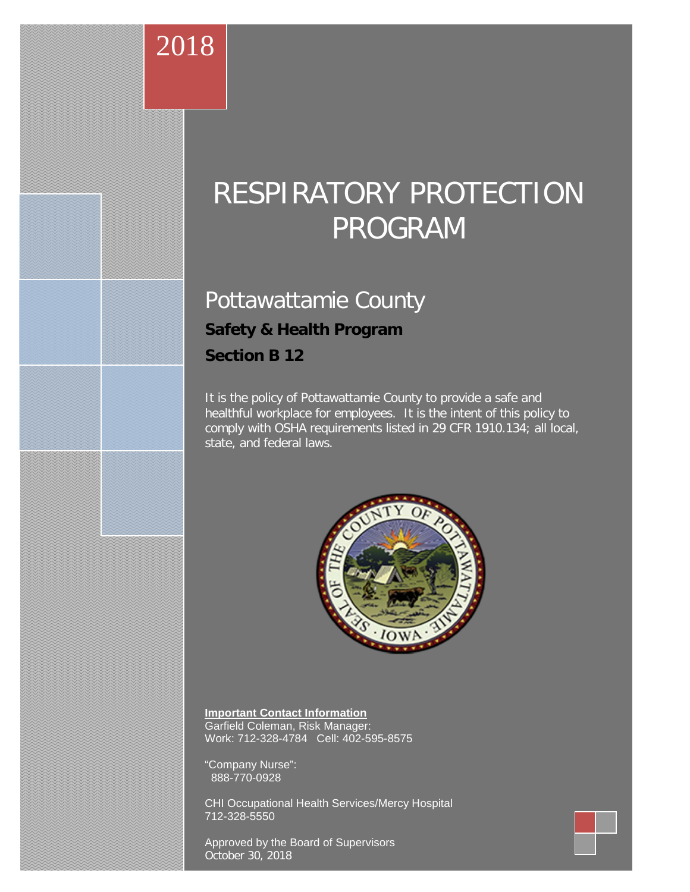2018

# RESPIRATORY PROTECTION PROGRAM

## Pottawattamie County

**Safety & Health Program**

**Section B 12**

It is the policy of Pottawattamie County to provide a safe and healthful workplace for employees. It is the intent of this policy to comply with OSHA requirements listed in 29 CFR 1910.134; all local, state, and federal laws.

**Important Contact Information**

Garfield Coleman, Risk Manager:
Work: 712-328-4784 Cell: 402-595-8575

"Company Nurse":
888-770-0928

CHI Occupational Health Services/Mercy Hospital
712-328-5550

Approved by the Board of Supervisors
October 30, 2018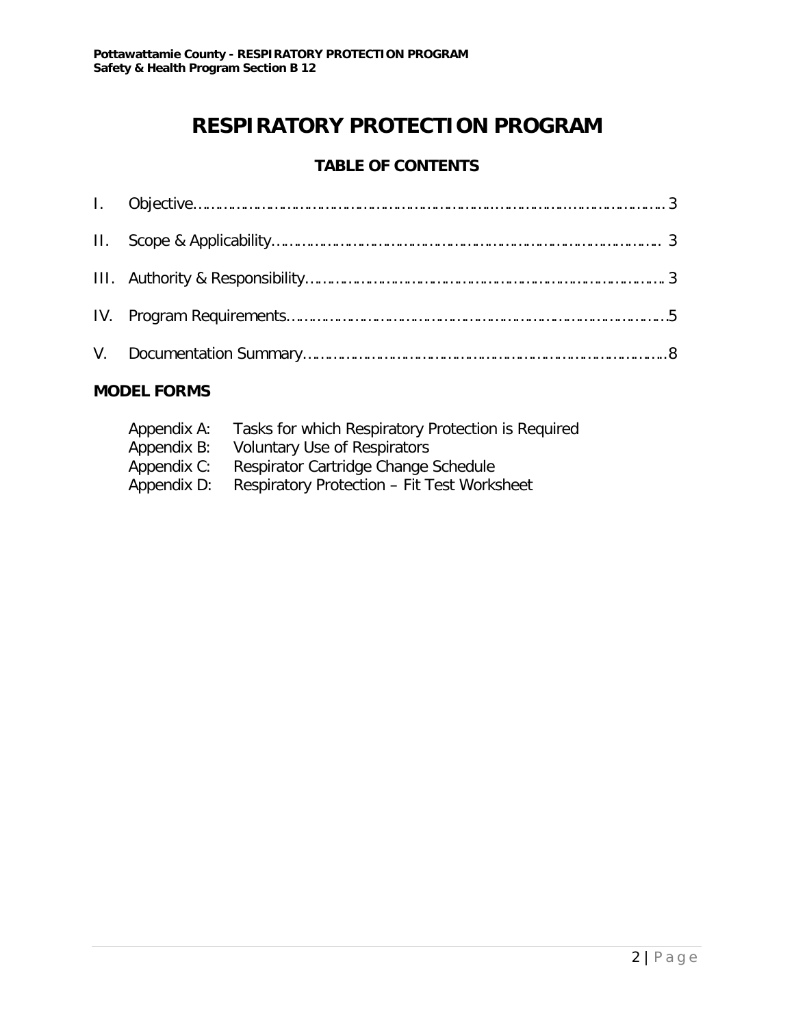# RESPIRATORY PROTECTION PROGRAM

## TABLE OF CONTENTS

I. Objective………………………………………………………………………………………… 3

II. Scope & Applicability………………………………………………………………………… 3

III. Authority & Responsibility…………………………………………………………………… 3

IV. Program Requirements……………………………………………………………………….5

V. Documentation Summary…………………………………………………………………….8

## MODEL FORMS

Appendix A: Tasks for which Respiratory Protection is Required
Appendix B: Voluntary Use of Respirators
Appendix C: Respirator Cartridge Change Schedule
Appendix D: Respiratory Protection – Fit Test Worksheet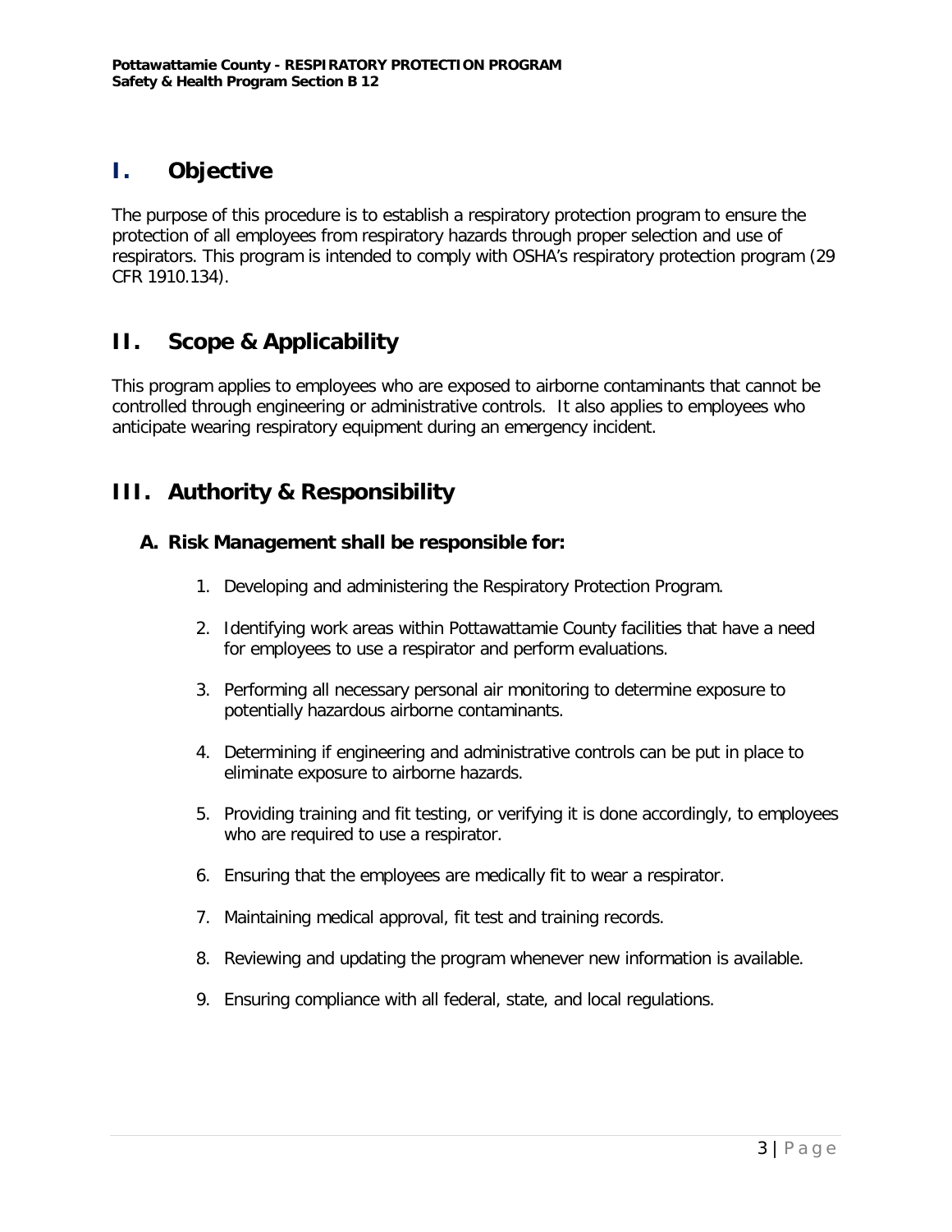## I. Objective

The purpose of this procedure is to establish a respiratory protection program to ensure the protection of all employees from respiratory hazards through proper selection and use of respirators. This program is intended to comply with OSHA's respiratory protection program (29 CFR 1910.134).

## II. Scope & Applicability

This program applies to employees who are exposed to airborne contaminants that cannot be controlled through engineering or administrative controls. It also applies to employees who anticipate wearing respiratory equipment during an emergency incident.

## III. Authority & Responsibility

### A. Risk Management shall be responsible for:

1. Developing and administering the Respiratory Protection Program.
2. Identifying work areas within Pottawattamie County facilities that have a need for employees to use a respirator and perform evaluations.
3. Performing all necessary personal air monitoring to determine exposure to potentially hazardous airborne contaminants.
4. Determining if engineering and administrative controls can be put in place to eliminate exposure to airborne hazards.
5. Providing training and fit testing, or verifying it is done accordingly, to employees who are required to use a respirator.
6. Ensuring that the employees are medically fit to wear a respirator.
7. Maintaining medical approval, fit test and training records.
8. Reviewing and updating the program whenever new information is available.
9. Ensuring compliance with all federal, state, and local regulations.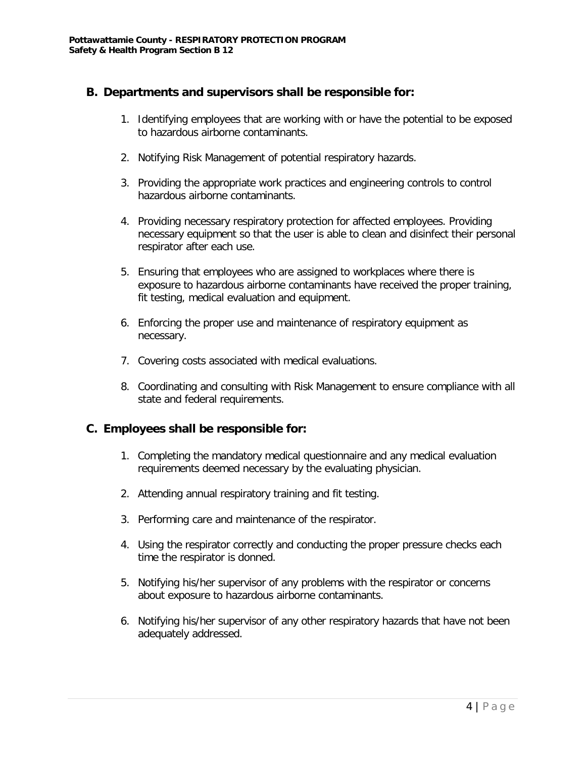## B. Departments and supervisors shall be responsible for:

1. Identifying employees that are working with or have the potential to be exposed to hazardous airborne contaminants.
2. Notifying Risk Management of potential respiratory hazards.
3. Providing the appropriate work practices and engineering controls to control hazardous airborne contaminants.
4. Providing necessary respiratory protection for affected employees. Providing necessary equipment so that the user is able to clean and disinfect their personal respirator after each use.
5. Ensuring that employees who are assigned to workplaces where there is exposure to hazardous airborne contaminants have received the proper training, fit testing, medical evaluation and equipment.
6. Enforcing the proper use and maintenance of respiratory equipment as necessary.
7. Covering costs associated with medical evaluations.
8. Coordinating and consulting with Risk Management to ensure compliance with all state and federal requirements.

## C. Employees shall be responsible for:

1. Completing the mandatory medical questionnaire and any medical evaluation requirements deemed necessary by the evaluating physician.
2. Attending annual respiratory training and fit testing.
3. Performing care and maintenance of the respirator.
4. Using the respirator correctly and conducting the proper pressure checks each time the respirator is donned.
5. Notifying his/her supervisor of any problems with the respirator or concerns about exposure to hazardous airborne contaminants.
6. Notifying his/her supervisor of any other respiratory hazards that have not been adequately addressed.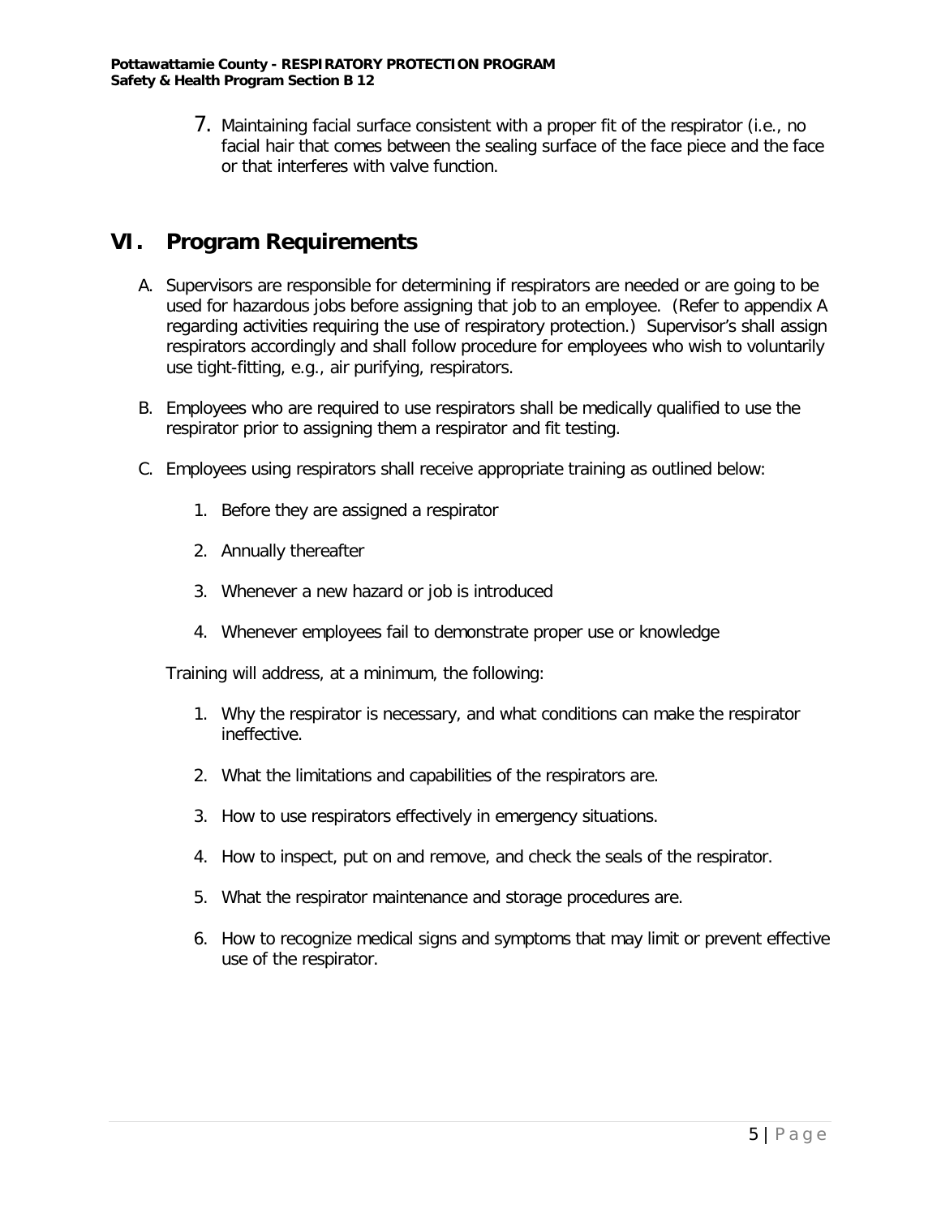7. Maintaining facial surface consistent with a proper fit of the respirator (i.e., no facial hair that comes between the sealing surface of the face piece and the face or that interferes with valve function.

## VI. Program Requirements

A. Supervisors are responsible for determining if respirators are needed or are going to be used for hazardous jobs before assigning that job to an employee. (Refer to appendix A regarding activities requiring the use of respiratory protection.) Supervisor's shall assign respirators accordingly and shall follow procedure for employees who wish to voluntarily use tight-fitting, e.g., air purifying, respirators.

B. Employees who are required to use respirators shall be medically qualified to use the respirator prior to assigning them a respirator and fit testing.

C. Employees using respirators shall receive appropriate training as outlined below:

   1. Before they are assigned a respirator
   2. Annually thereafter
   3. Whenever a new hazard or job is introduced
   4. Whenever employees fail to demonstrate proper use or knowledge

   Training will address, at a minimum, the following:

   1. Why the respirator is necessary, and what conditions can make the respirator ineffective.
   2. What the limitations and capabilities of the respirators are.
   3. How to use respirators effectively in emergency situations.
   4. How to inspect, put on and remove, and check the seals of the respirator.
   5. What the respirator maintenance and storage procedures are.
   6. How to recognize medical signs and symptoms that may limit or prevent effective use of the respirator.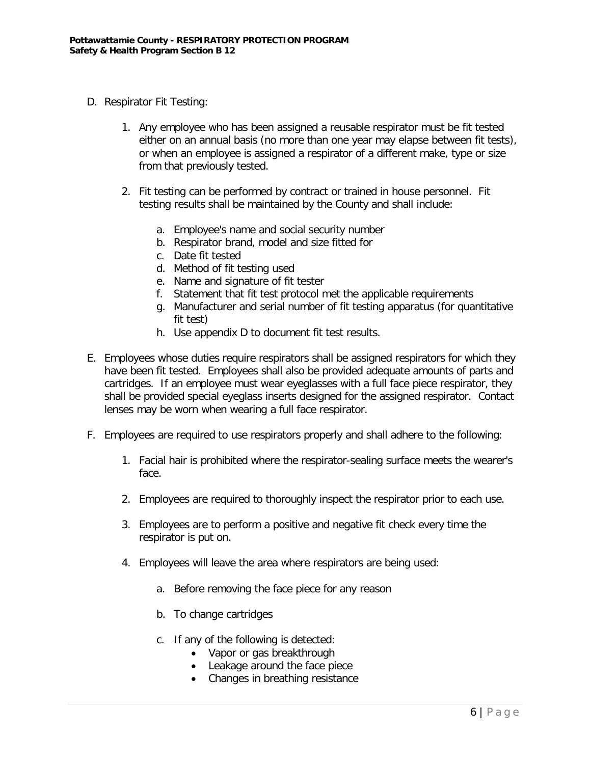D. Respirator Fit Testing:

   1. Any employee who has been assigned a reusable respirator must be fit tested either on an annual basis (no more than one year may elapse between fit tests), or when an employee is assigned a respirator of a different make, type or size from that previously tested.

   2. Fit testing can be performed by contract or trained in house personnel. Fit testing results shall be maintained by the County and shall include:

      a. Employee's name and social security number
      b. Respirator brand, model and size fitted for
      c. Date fit tested
      d. Method of fit testing used
      e. Name and signature of fit tester
      f. Statement that fit test protocol met the applicable requirements
      g. Manufacturer and serial number of fit testing apparatus (for quantitative fit test)
      h. Use appendix D to document fit test results.

E. Employees whose duties require respirators shall be assigned respirators for which they have been fit tested. Employees shall also be provided adequate amounts of parts and cartridges. If an employee must wear eyeglasses with a full face piece respirator, they shall be provided special eyeglass inserts designed for the assigned respirator. Contact lenses may be worn when wearing a full face respirator.

F. Employees are required to use respirators properly and shall adhere to the following:

   1. Facial hair is prohibited where the respirator-sealing surface meets the wearer's face.

   2. Employees are required to thoroughly inspect the respirator prior to each use.

   3. Employees are to perform a positive and negative fit check every time the respirator is put on.

   4. Employees will leave the area where respirators are being used:

      a. Before removing the face piece for any reason

      b. To change cartridges

      c. If any of the following is detected:
         - Vapor or gas breakthrough
         - Leakage around the face piece
         - Changes in breathing resistance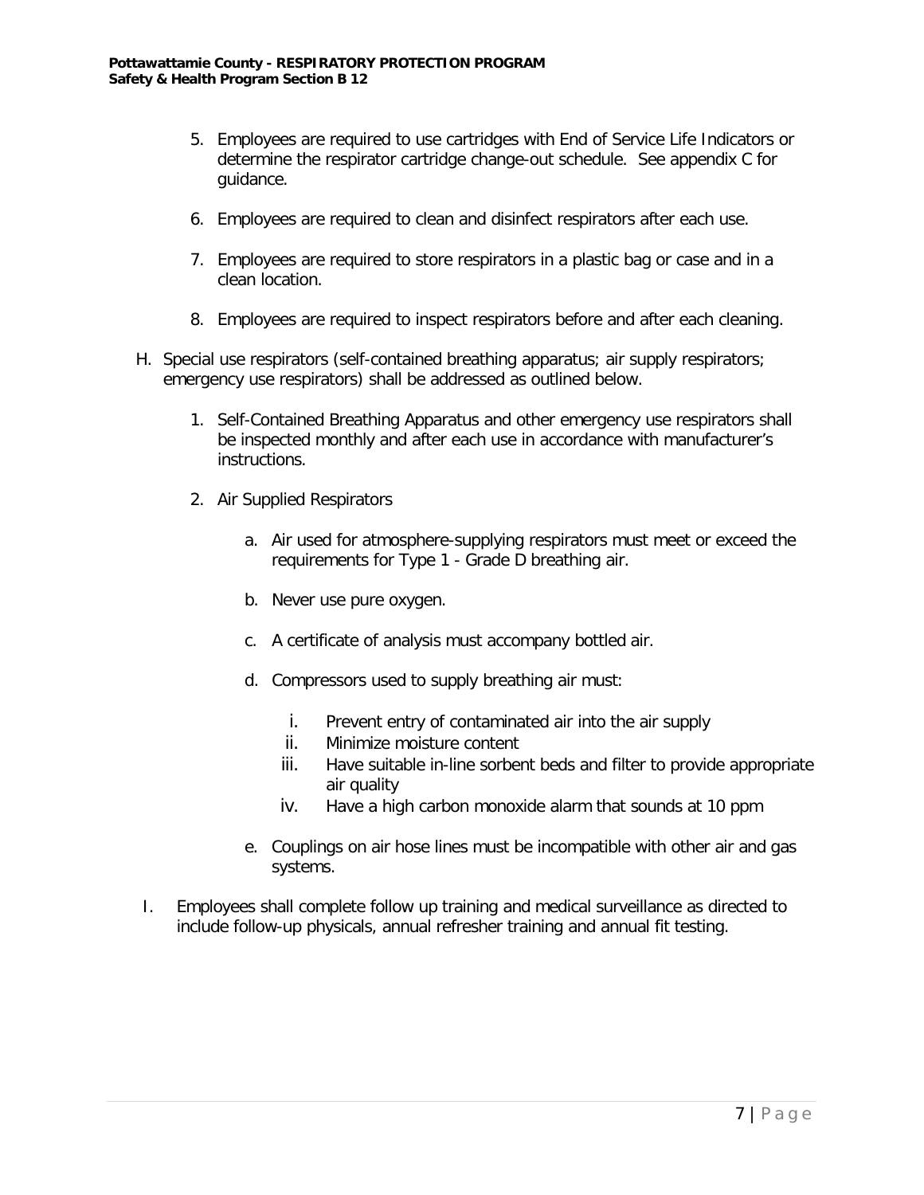5. Employees are required to use cartridges with End of Service Life Indicators or determine the respirator cartridge change-out schedule. See appendix C for guidance.

6. Employees are required to clean and disinfect respirators after each use.

7. Employees are required to store respirators in a plastic bag or case and in a clean location.

8. Employees are required to inspect respirators before and after each cleaning.

H. Special use respirators (self-contained breathing apparatus; air supply respirators; emergency use respirators) shall be addressed as outlined below.

   1. Self-Contained Breathing Apparatus and other emergency use respirators shall be inspected monthly and after each use in accordance with manufacturer's instructions.

   2. Air Supplied Respirators

      a. Air used for atmosphere-supplying respirators must meet or exceed the requirements for Type 1 - Grade D breathing air.

      b. Never use pure oxygen.

      c. A certificate of analysis must accompany bottled air.

      d. Compressors used to supply breathing air must:

         i. Prevent entry of contaminated air into the air supply
         ii. Minimize moisture content
         iii. Have suitable in-line sorbent beds and filter to provide appropriate air quality
         iv. Have a high carbon monoxide alarm that sounds at 10 ppm

      e. Couplings on air hose lines must be incompatible with other air and gas systems.

I. Employees shall complete follow up training and medical surveillance as directed to include follow-up physicals, annual refresher training and annual fit testing.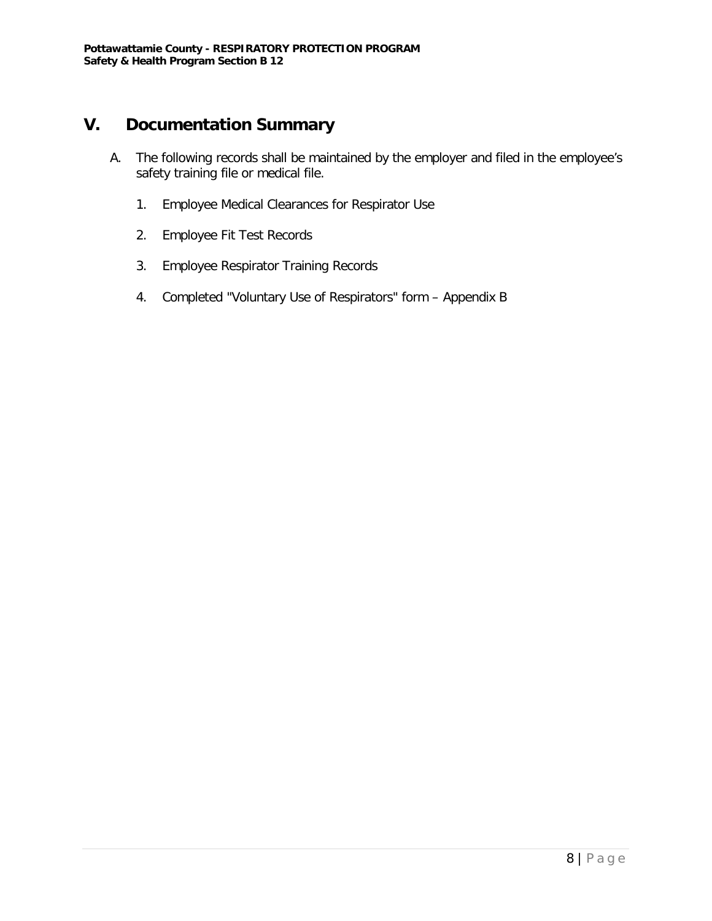## V. Documentation Summary

A. The following records shall be maintained by the employer and filed in the employee's safety training file or medical file.

1. Employee Medical Clearances for Respirator Use

2. Employee Fit Test Records

3. Employee Respirator Training Records

4. Completed "Voluntary Use of Respirators" form – Appendix B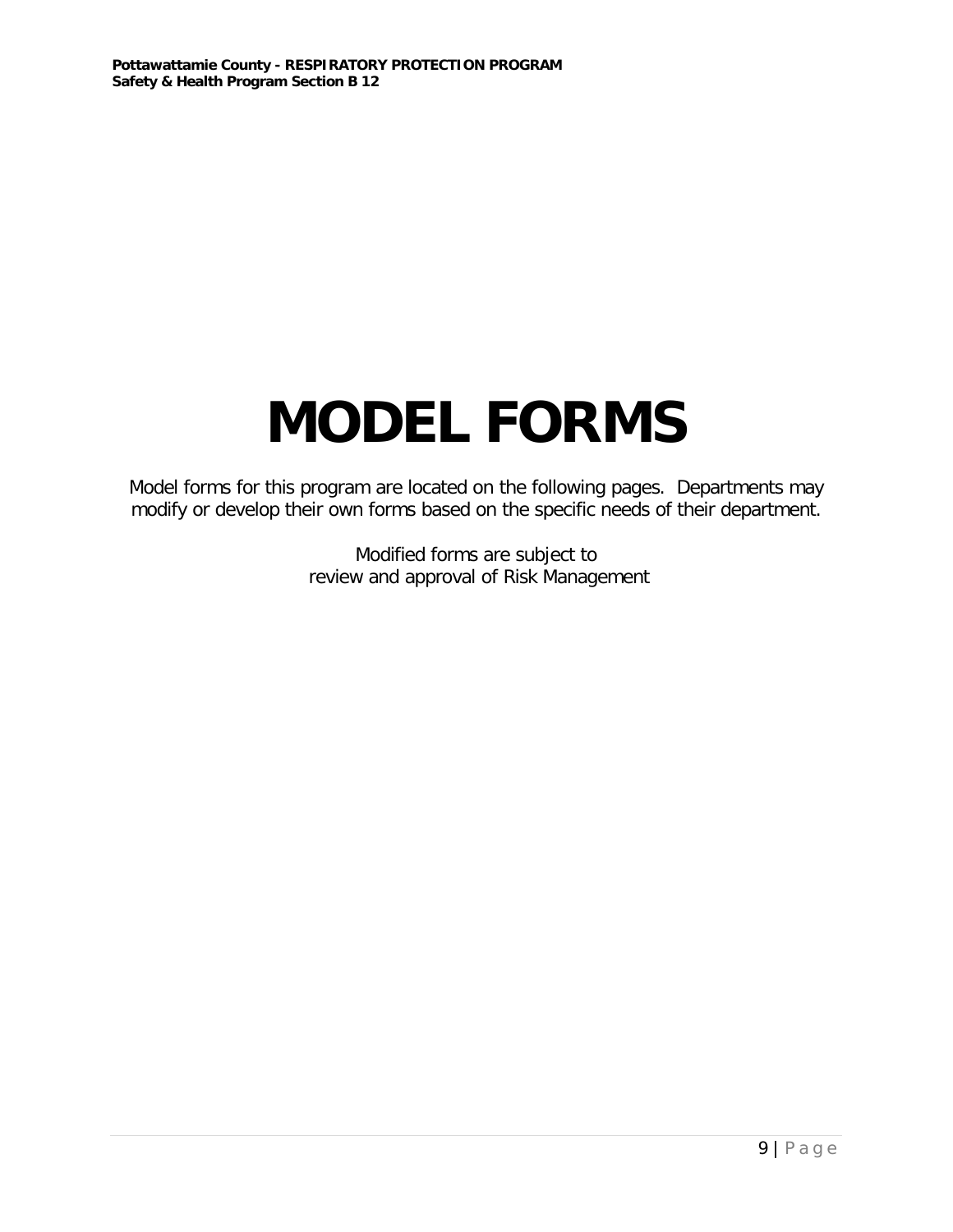# MODEL FORMS

Model forms for this program are located on the following pages. Departments may modify or develop their own forms based on the specific needs of their department.

Modified forms are subject to
review and approval of Risk Management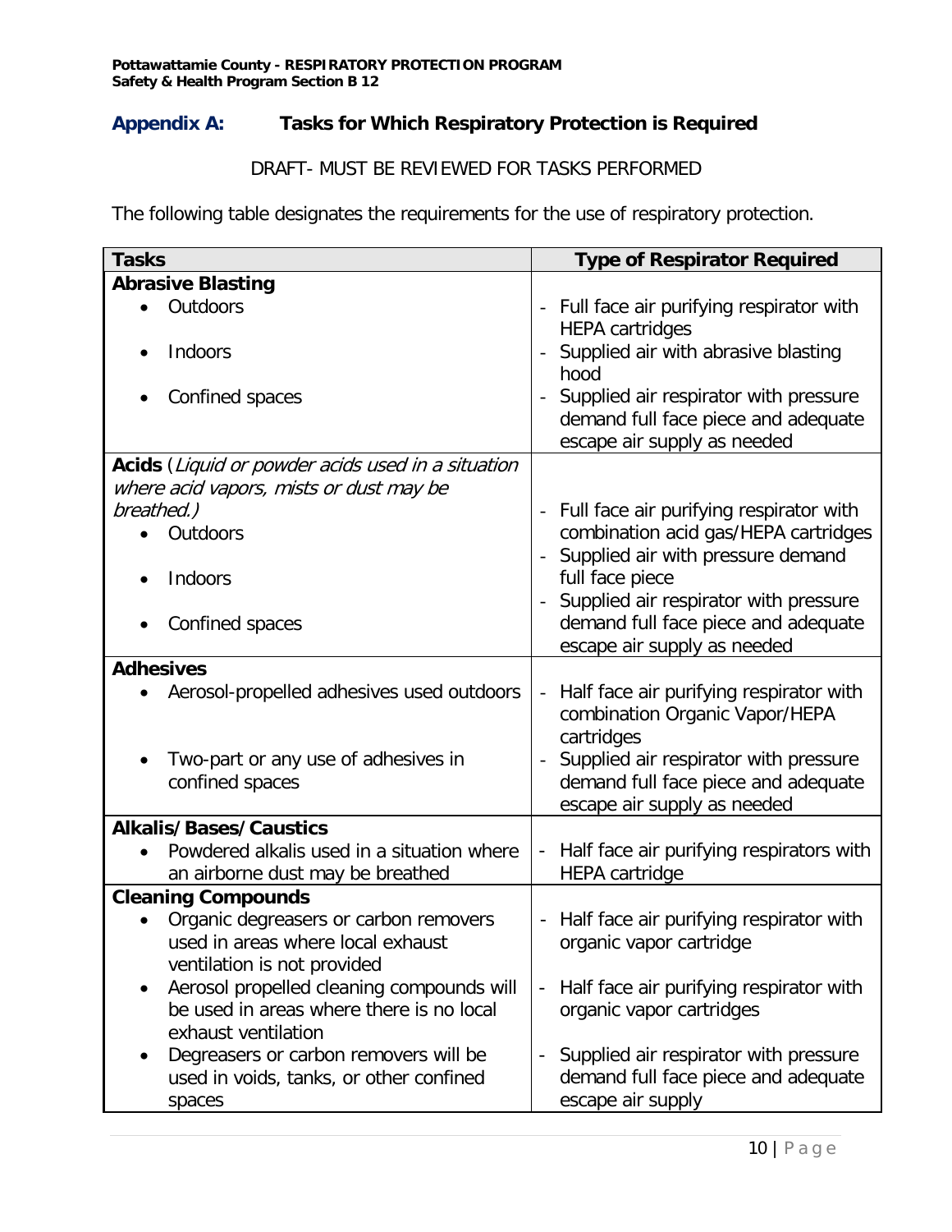## Appendix A: Tasks for Which Respiratory Protection is Required

DRAFT- MUST BE REVIEWED FOR TASKS PERFORMED

The following table designates the requirements for the use of respiratory protection.

| Tasks | Type of Respirator Required |
|---|---|
| **Abrasive Blasting** | |
| • Outdoors | - Full face air purifying respirator with HEPA cartridges |
| • Indoors | - Supplied air with abrasive blasting hood |
| • Confined spaces | - Supplied air respirator with pressure demand full face piece and adequate escape air supply as needed |
| **Acids** (*Liquid or powder acids used in a situation where acid vapors, mists or dust may be breathed.*) | |
| • Outdoors | - Full face air purifying respirator with combination acid gas/HEPA cartridges |
| • Indoors | - Supplied air with pressure demand full face piece |
| • Confined spaces | - Supplied air respirator with pressure demand full face piece and adequate escape air supply as needed |
| **Adhesives** | |
| • Aerosol-propelled adhesives used outdoors | - Half face air purifying respirator with combination Organic Vapor/HEPA cartridges |
| • Two-part or any use of adhesives in confined spaces | - Supplied air respirator with pressure demand full face piece and adequate escape air supply as needed |
| **Alkalis/Bases/Caustics** | |
| • Powdered alkalis used in a situation where an airborne dust may be breathed | - Half face air purifying respirators with HEPA cartridge |
| **Cleaning Compounds** | |
| • Organic degreasers or carbon removers used in areas where local exhaust ventilation is not provided | - Half face air purifying respirator with organic vapor cartridge |
| • Aerosol propelled cleaning compounds will be used in areas where there is no local exhaust ventilation | - Half face air purifying respirator with organic vapor cartridges |
| • Degreasers or carbon removers will be used in voids, tanks, or other confined spaces | - Supplied air respirator with pressure demand full face piece and adequate escape air supply |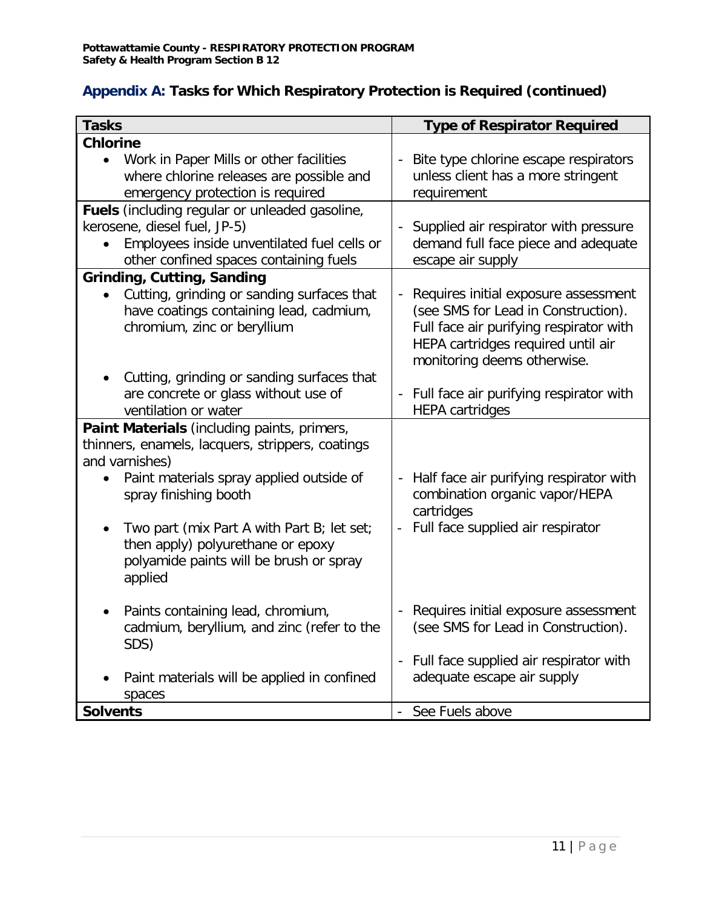## Appendix A: Tasks for Which Respiratory Protection is Required (continued)

| Tasks | Type of Respirator Required |
|---|---|
| **Chlorine**<br>• Work in Paper Mills or other facilities where chlorine releases are possible and emergency protection is required | - Bite type chlorine escape respirators unless client has a more stringent requirement |
| **Fuels** (including regular or unleaded gasoline, kerosene, diesel fuel, JP-5)<br>• Employees inside unventilated fuel cells or other confined spaces containing fuels | - Supplied air respirator with pressure demand full face piece and adequate escape air supply |
| **Grinding, Cutting, Sanding**<br>• Cutting, grinding or sanding surfaces that have coatings containing lead, cadmium, chromium, zinc or beryllium<br><br>• Cutting, grinding or sanding surfaces that are concrete or glass without use of ventilation or water | - Requires initial exposure assessment (see SMS for Lead in Construction). Full face air purifying respirator with HEPA cartridges required until air monitoring deems otherwise.<br><br>- Full face air purifying respirator with HEPA cartridges |
| **Paint Materials** (including paints, primers, thinners, enamels, lacquers, strippers, coatings and varnishes)<br>• Paint materials spray applied outside of spray finishing booth<br><br>• Two part (mix Part A with Part B; let set; then apply) polyurethane or epoxy polyamide paints will be brush or spray applied<br><br>• Paints containing lead, chromium, cadmium, beryllium, and zinc (refer to the SDS)<br><br>• Paint materials will be applied in confined spaces | - Half face air purifying respirator with combination organic vapor/HEPA cartridges<br>- Full face supplied air respirator<br><br>- Requires initial exposure assessment (see SMS for Lead in Construction).<br><br>- Full face supplied air respirator with adequate escape air supply |
| **Solvents** | - See Fuels above |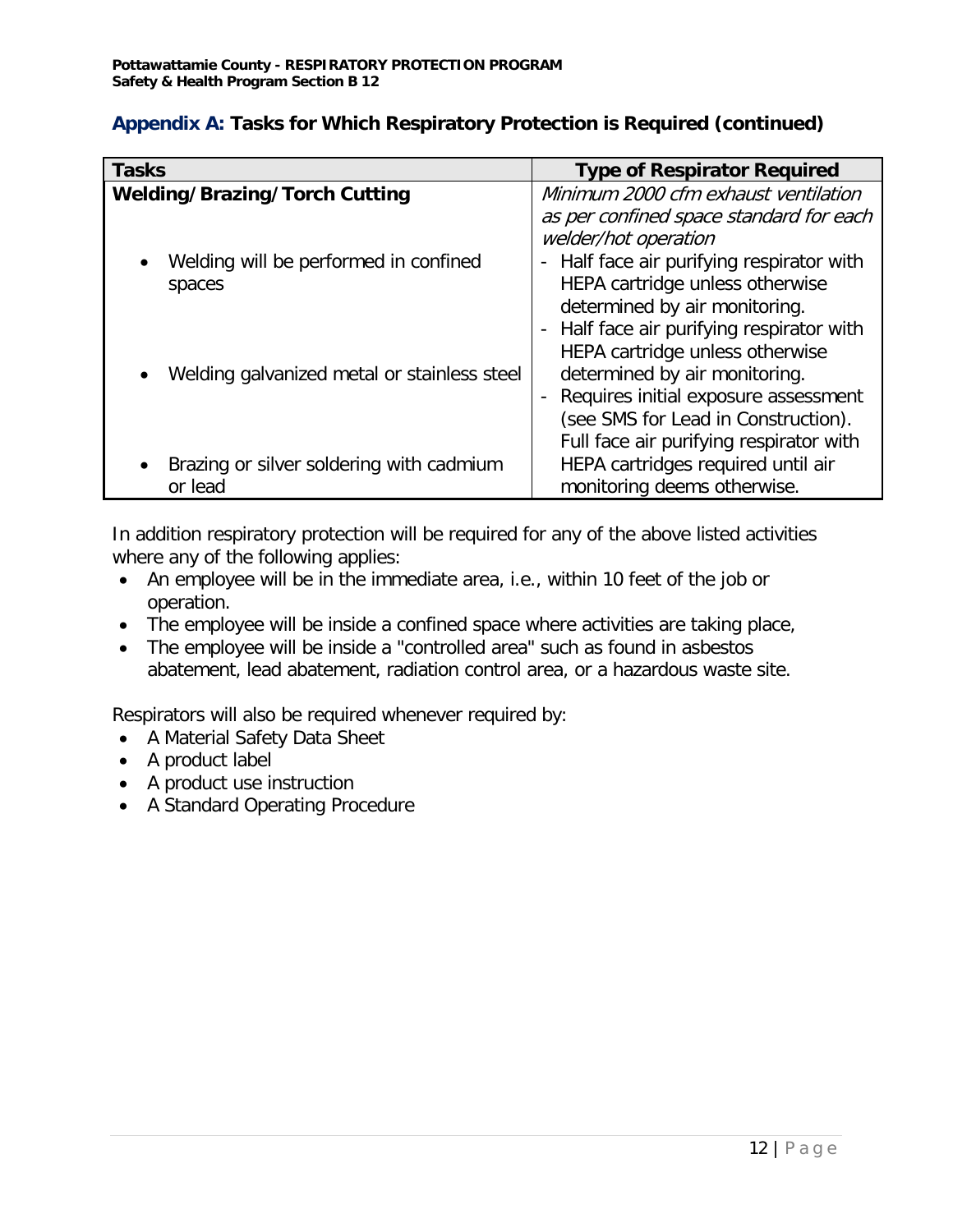## Appendix A: Tasks for Which Respiratory Protection is Required (continued)

| Tasks | Type of Respirator Required |
|---|---|
| **Welding/Brazing/Torch Cutting** | *Minimum 2000 cfm exhaust ventilation as per confined space standard for each welder/hot operation* |
| • Welding will be performed in confined spaces | - Half face air purifying respirator with HEPA cartridge unless otherwise determined by air monitoring. |
| • Welding galvanized metal or stainless steel | - Half face air purifying respirator with HEPA cartridge unless otherwise determined by air monitoring. |
| • Brazing or silver soldering with cadmium or lead | - Requires initial exposure assessment (see SMS for Lead in Construction). Full face air purifying respirator with HEPA cartridges required until air monitoring deems otherwise. |

In addition respiratory protection will be required for any of the above listed activities where any of the following applies:

- An employee will be in the immediate area, i.e., within 10 feet of the job or operation.
- The employee will be inside a confined space where activities are taking place,
- The employee will be inside a "controlled area" such as found in asbestos abatement, lead abatement, radiation control area, or a hazardous waste site.

Respirators will also be required whenever required by:

- A Material Safety Data Sheet
- A product label
- A product use instruction
- A Standard Operating Procedure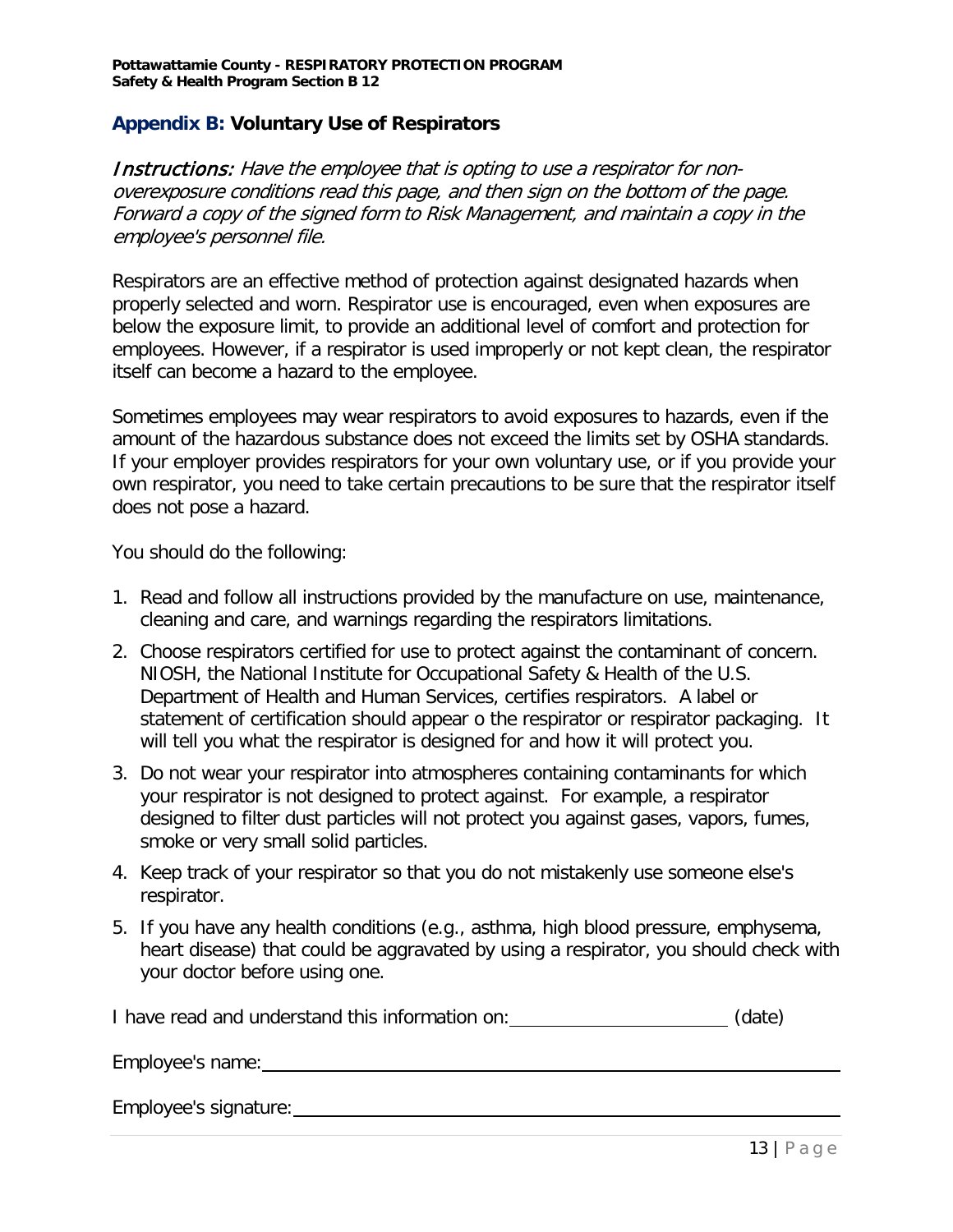## Appendix B: Voluntary Use of Respirators

*Instructions: Have the employee that is opting to use a respirator for non-overexposure conditions read this page, and then sign on the bottom of the page. Forward a copy of the signed form to Risk Management, and maintain a copy in the employee's personnel file.*

Respirators are an effective method of protection against designated hazards when properly selected and worn. Respirator use is encouraged, even when exposures are below the exposure limit, to provide an additional level of comfort and protection for employees. However, if a respirator is used improperly or not kept clean, the respirator itself can become a hazard to the employee.

Sometimes employees may wear respirators to avoid exposures to hazards, even if the amount of the hazardous substance does not exceed the limits set by OSHA standards. If your employer provides respirators for your own voluntary use, or if you provide your own respirator, you need to take certain precautions to be sure that the respirator itself does not pose a hazard.

You should do the following:

1. Read and follow all instructions provided by the manufacture on use, maintenance, cleaning and care, and warnings regarding the respirators limitations.
2. Choose respirators certified for use to protect against the contaminant of concern. NIOSH, the National Institute for Occupational Safety & Health of the U.S. Department of Health and Human Services, certifies respirators. A label or statement of certification should appear o the respirator or respirator packaging. It will tell you what the respirator is designed for and how it will protect you.
3. Do not wear your respirator into atmospheres containing contaminants for which your respirator is not designed to protect against. For example, a respirator designed to filter dust particles will not protect you against gases, vapors, fumes, smoke or very small solid particles.
4. Keep track of your respirator so that you do not mistakenly use someone else's respirator.
5. If you have any health conditions (e.g., asthma, high blood pressure, emphysema, heart disease) that could be aggravated by using a respirator, you should check with your doctor before using one.

I have read and understand this information on: ______________________ (date)

Employee's name: ____________________________________________________

Employee's signature: _________________________________________________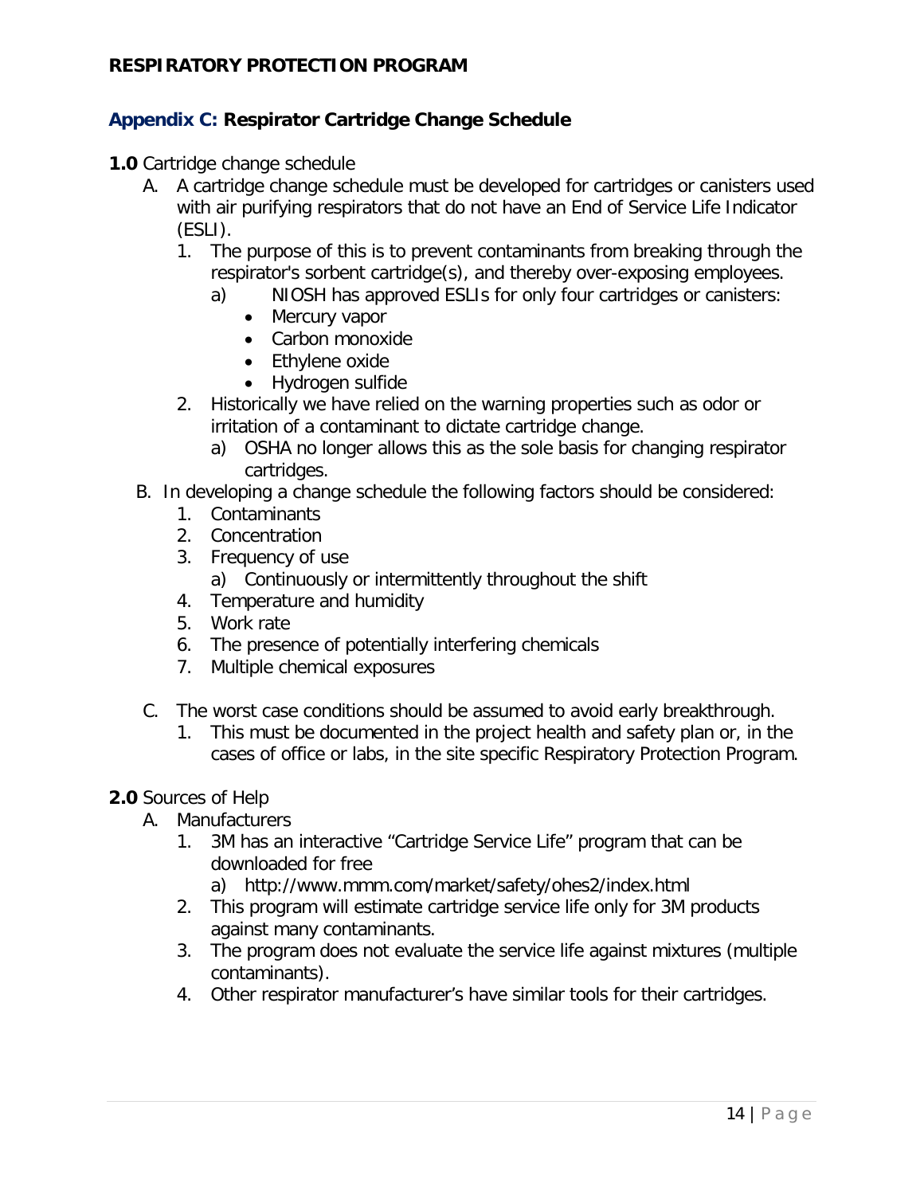## Appendix C: Respiratory Cartridge Change Schedule

**1.0** Cartridge change schedule

A. A cartridge change schedule must be developed for cartridges or canisters used with air purifying respirators that do not have an End of Service Life Indicator (ESLI).
   1. The purpose of this is to prevent contaminants from breaking through the respirator's sorbent cartridge(s), and thereby over-exposing employees.
      a) NIOSH has approved ESLIs for only four cartridges or canisters:
         - Mercury vapor
         - Carbon monoxide
         - Ethylene oxide
         - Hydrogen sulfide
   2. Historically we have relied on the warning properties such as odor or irritation of a contaminant to dictate cartridge change.
      a) OSHA no longer allows this as the sole basis for changing respirator cartridges.

B. In developing a change schedule the following factors should be considered:
   1. Contaminants
   2. Concentration
   3. Frequency of use
      a) Continuously or intermittently throughout the shift
   4. Temperature and humidity
   5. Work rate
   6. The presence of potentially interfering chemicals
   7. Multiple chemical exposures

C. The worst case conditions should be assumed to avoid early breakthrough.
   1. This must be documented in the project health and safety plan or, in the cases of office or labs, in the site specific Respiratory Protection Program.

**2.0** Sources of Help

A. Manufacturers
   1. 3M has an interactive "Cartridge Service Life" program that can be downloaded for free
      a) http://www.mmm.com/market/safety/ohes2/index.html
   2. This program will estimate cartridge service life only for 3M products against many contaminants.
   3. The program does not evaluate the service life against mixtures (multiple contaminants).
   4. Other respirator manufacturer's have similar tools for their cartridges.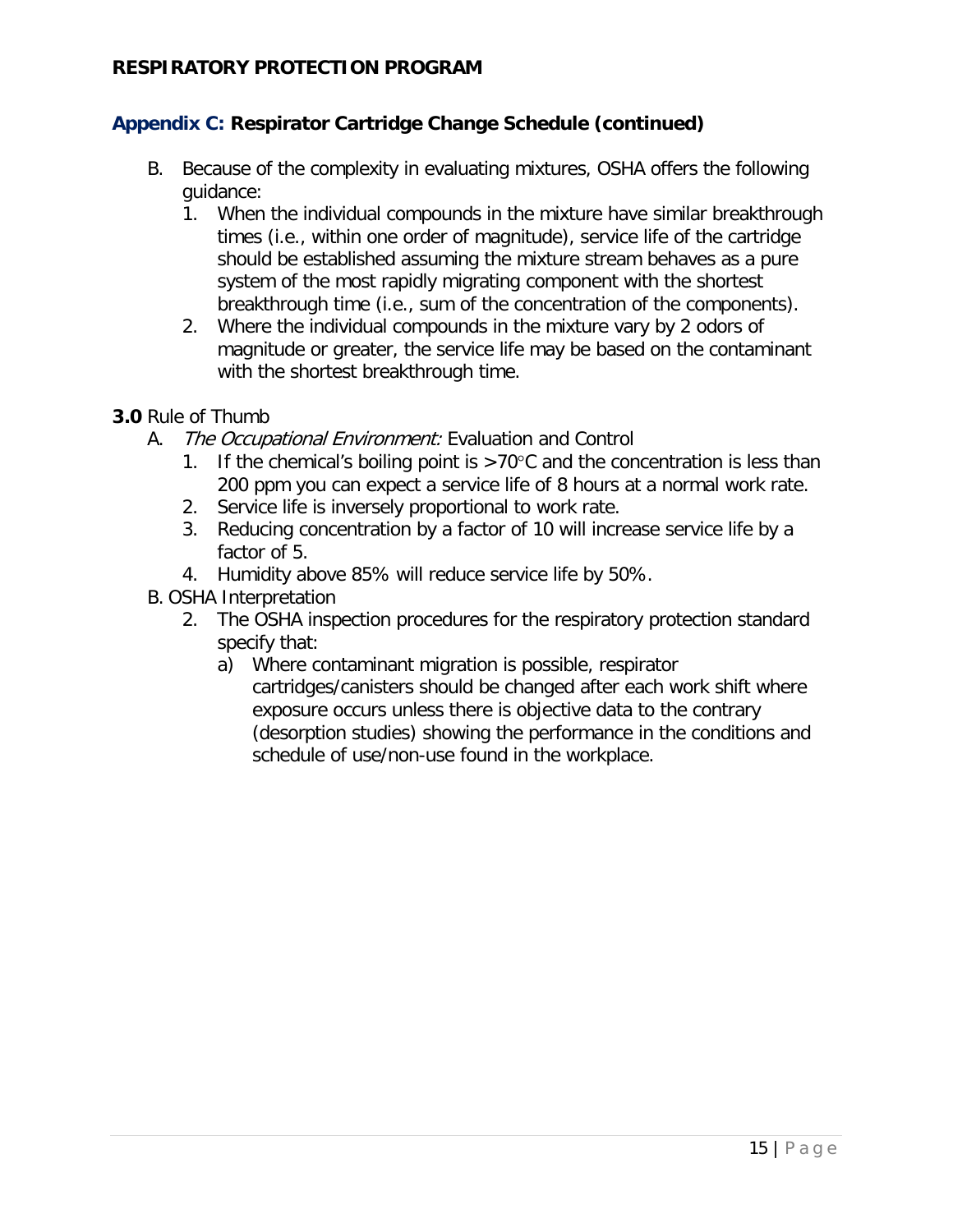## Appendix C: Respirator Cartridge Change Schedule (continued)

B. Because of the complexity in evaluating mixtures, OSHA offers the following guidance:
   1. When the individual compounds in the mixture have similar breakthrough times (i.e., within one order of magnitude), service life of the cartridge should be established assuming the mixture stream behaves as a pure system of the most rapidly migrating component with the shortest breakthrough time (i.e., sum of the concentration of the components).
   2. Where the individual compounds in the mixture vary by 2 odors of magnitude or greater, the service life may be based on the contaminant with the shortest breakthrough time.

**3.0** Rule of Thumb

A. *The Occupational Environment:* Evaluation and Control
   1. If the chemical's boiling point is >70°C and the concentration is less than 200 ppm you can expect a service life of 8 hours at a normal work rate.
   2. Service life is inversely proportional to work rate.
   3. Reducing concentration by a factor of 10 will increase service life by a factor of 5.
   4. Humidity above 85% will reduce service life by 50%.

B. OSHA Interpretation
   2. The OSHA inspection procedures for the respiratory protection standard specify that:
      a) Where contaminant migration is possible, respirator cartridges/canisters should be changed after each work shift where exposure occurs unless there is objective data to the contrary (desorption studies) showing the performance in the conditions and schedule of use/non-use found in the workplace.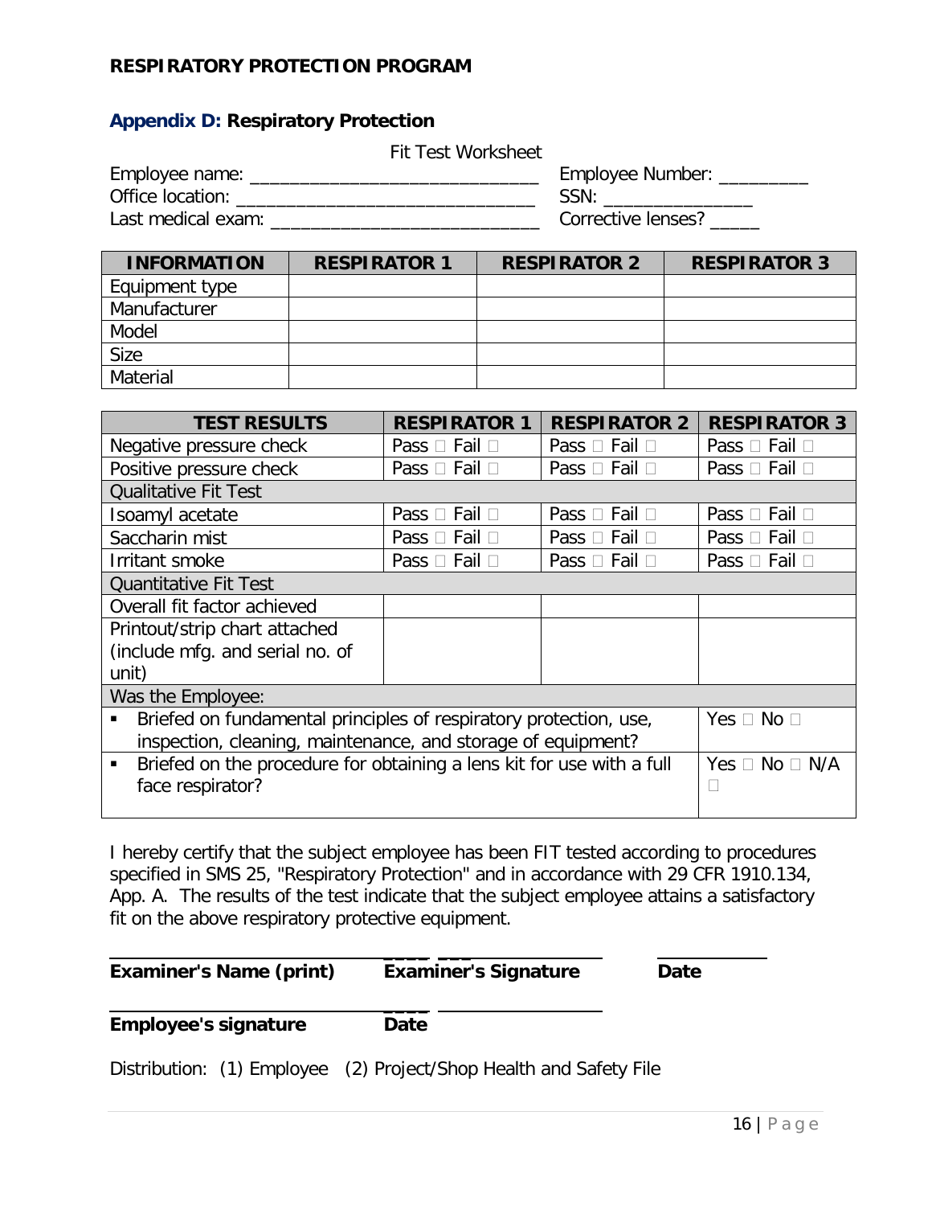**RESPIRATORY PROTECTION PROGRAM**

## Appendix D: Respiratory Protection

Fit Test Worksheet

Employee name: ______________________________ Employee Number: _________
Office location: ______________________________ SSN: _______________
Last medical exam: ___________________________ Corrective lenses? _____

| INFORMATION | RESPIRATOR 1 | RESPIRATOR 2 | RESPIRATOR 3 |
|---|---|---|---|
| Equipment type | | | |
| Manufacturer | | | |
| Model | | | |
| Size | | | |
| Material | | | |

| TEST RESULTS | RESPIRATOR 1 | RESPIRATOR 2 | RESPIRATOR 3 |
|---|---|---|---|
| Negative pressure check | Pass □ Fail □ | Pass □ Fail □ | Pass □ Fail □ |
| Positive pressure check | Pass □ Fail □ | Pass □ Fail □ | Pass □ Fail □ |
| Qualitative Fit Test | | | |
| Isoamyl acetate | Pass □ Fail □ | Pass □ Fail □ | Pass □ Fail □ |
| Saccharin mist | Pass □ Fail □ | Pass □ Fail □ | Pass □ Fail □ |
| Irritant smoke | Pass □ Fail □ | Pass □ Fail □ | Pass □ Fail □ |
| Quantitative Fit Test | | | |
| Overall fit factor achieved | | | |
| Printout/strip chart attached (include mfg. and serial no. of unit) | | | |
| Was the Employee: | | | |
| ▪ Briefed on fundamental principles of respiratory protection, use, inspection, cleaning, maintenance, and storage of equipment? | | | Yes □ No □ |
| ▪ Briefed on the procedure for obtaining a lens kit for use with a full face respirator? | | | Yes □ No □ N/A □ |

I hereby certify that the subject employee has been FIT tested according to procedures specified in SMS 25, "Respiratory Protection" and in accordance with 29 CFR 1910.134, App. A. The results of the test indicate that the subject employee attains a satisfactory fit on the above respiratory protective equipment.

**Examiner's Name (print)** **Examiner's Signature** **Date**

**Employee's signature** **Date**

Distribution: (1) Employee (2) Project/Shop Health and Safety File